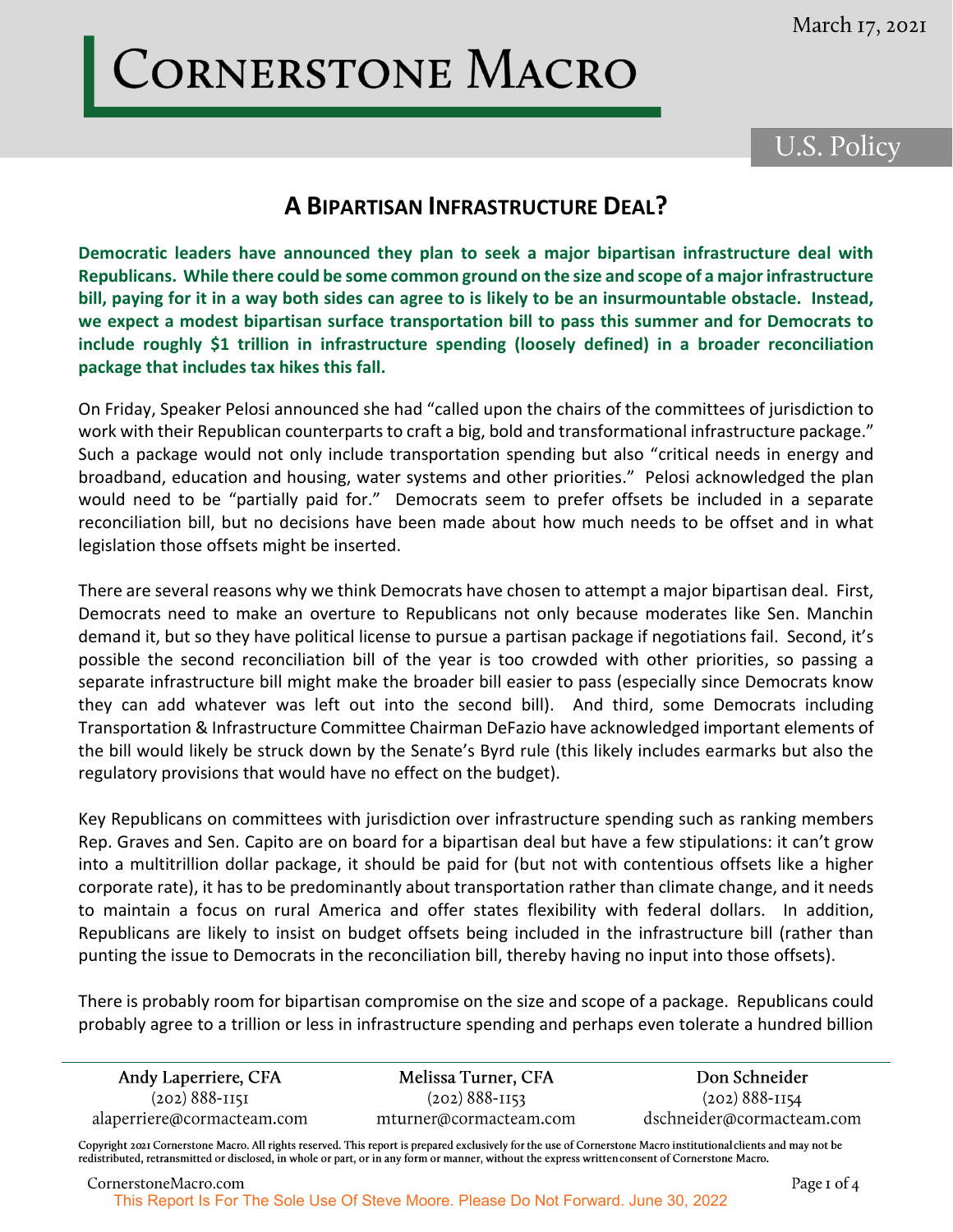March 17, 2021

# Cornerstone Macro

U.S. Policy

## A Bipartisan Infrastructure Deal?

**Democratic leaders have announced they plan to seek a major bipartisan infrastructure deal with Republicans. While there could be some common ground on the size and scope of a major infrastructure bill, paying for it in a way both sides can agree to is likely to be an insurmountable obstacle. Instead, we expect a modest bipartisan surface transportation bill to pass this summer and for Democrats to include roughly $1 trillion in infrastructure spending (loosely defined) in a broader reconciliation package that includes tax hikes this fall.**

On Friday, Speaker Pelosi announced she had "called upon the chairs of the committees of jurisdiction to work with their Republican counterparts to craft a big, bold and transformational infrastructure package." Such a package would not only include transportation spending but also "critical needs in energy and broadband, education and housing, water systems and other priorities." Pelosi acknowledged the plan would need to be "partially paid for." Democrats seem to prefer offsets be included in a separate reconciliation bill, but no decisions have been made about how much needs to be offset and in what legislation those offsets might be inserted.

There are several reasons why we think Democrats have chosen to attempt a major bipartisan deal. First, Democrats need to make an overture to Republicans not only because moderates like Sen. Manchin demand it, but so they have political license to pursue a partisan package if negotiations fail. Second, it's possible the second reconciliation bill of the year is too crowded with other priorities, so passing a separate infrastructure bill might make the broader bill easier to pass (especially since Democrats know they can add whatever was left out into the second bill). And third, some Democrats including Transportation & Infrastructure Committee Chairman DeFazio have acknowledged important elements of the bill would likely be struck down by the Senate's Byrd rule (this likely includes earmarks but also the regulatory provisions that would have no effect on the budget).

Key Republicans on committees with jurisdiction over infrastructure spending such as ranking members Rep. Graves and Sen. Capito are on board for a bipartisan deal but have a few stipulations: it can't grow into a multitrillion dollar package, it should be paid for (but not with contentious offsets like a higher corporate rate), it has to be predominantly about transportation rather than climate change, and it needs to maintain a focus on rural America and offer states flexibility with federal dollars. In addition, Republicans are likely to insist on budget offsets being included in the infrastructure bill (rather than punting the issue to Democrats in the reconciliation bill, thereby having no input into those offsets).

There is probably room for bipartisan compromise on the size and scope of a package. Republicans could probably agree to a trillion or less in infrastructure spending and perhaps even tolerate a hundred billion

| Andy Laperriere, CFA | Melissa Turner, CFA | Don Schneider |
|---|---|---|
| (202) 888-1151 | (202) 888-1153 | (202) 888-1154 |
| alaperriere@cormacteam.com | mturner@cormacteam.com | dschneider@cormacteam.com |

Copyright 2021 Cornerstone Macro. All rights reserved. This report is prepared exclusively for the use of Cornerstone Macro institutional clients and may not be redistributed, retransmitted or disclosed, in whole or part, or in any form or manner, without the express written consent of Cornerstone Macro.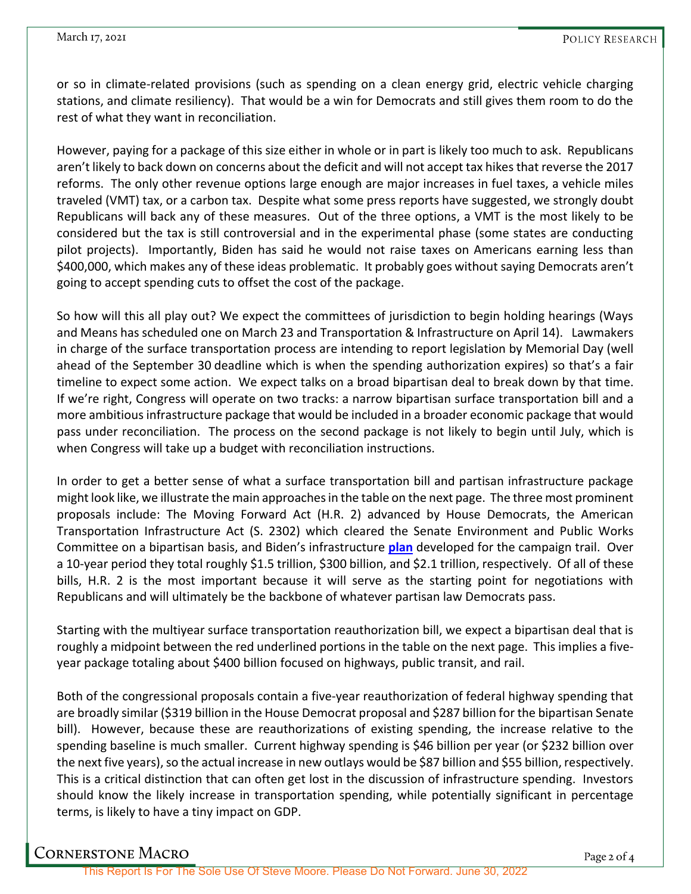or so in climate-related provisions (such as spending on a clean energy grid, electric vehicle charging stations, and climate resiliency). That would be a win for Democrats and still gives them room to do the rest of what they want in reconciliation.

However, paying for a package of this size either in whole or in part is likely too much to ask. Republicans aren't likely to back down on concerns about the deficit and will not accept tax hikes that reverse the 2017 reforms. The only other revenue options large enough are major increases in fuel taxes, a vehicle miles traveled (VMT) tax, or a carbon tax. Despite what some press reports have suggested, we strongly doubt Republicans will back any of these measures. Out of the three options, a VMT is the most likely to be considered but the tax is still controversial and in the experimental phase (some states are conducting pilot projects). Importantly, Biden has said he would not raise taxes on Americans earning less than $400,000, which makes any of these ideas problematic. It probably goes without saying Democrats aren't going to accept spending cuts to offset the cost of the package.

So how will this all play out? We expect the committees of jurisdiction to begin holding hearings (Ways and Means has scheduled one on March 23 and Transportation & Infrastructure on April 14). Lawmakers in charge of the surface transportation process are intending to report legislation by Memorial Day (well ahead of the September 30 deadline which is when the spending authorization expires) so that's a fair timeline to expect some action. We expect talks on a broad bipartisan deal to break down by that time. If we're right, Congress will operate on two tracks: a narrow bipartisan surface transportation bill and a more ambitious infrastructure package that would be included in a broader economic package that would pass under reconciliation. The process on the second package is not likely to begin until July, which is when Congress will take up a budget with reconciliation instructions.

In order to get a better sense of what a surface transportation bill and partisan infrastructure package might look like, we illustrate the main approaches in the table on the next page. The three most prominent proposals include: The Moving Forward Act (H.R. 2) advanced by House Democrats, the American Transportation Infrastructure Act (S. 2302) which cleared the Senate Environment and Public Works Committee on a bipartisan basis, and Biden's infrastructure **plan** developed for the campaign trail. Over a 10-year period they total roughly $1.5 trillion, $300 billion, and $2.1 trillion, respectively. Of all of these bills, H.R. 2 is the most important because it will serve as the starting point for negotiations with Republicans and will ultimately be the backbone of whatever partisan law Democrats pass.

Starting with the multiyear surface transportation reauthorization bill, we expect a bipartisan deal that is roughly a midpoint between the red underlined portions in the table on the next page. This implies a five-year package totaling about $400 billion focused on highways, public transit, and rail.

Both of the congressional proposals contain a five-year reauthorization of federal highway spending that are broadly similar ($319 billion in the House Democrat proposal and $287 billion for the bipartisan Senate bill). However, because these are reauthorizations of existing spending, the increase relative to the spending baseline is much smaller. Current highway spending is $46 billion per year (or $232 billion over the next five years), so the actual increase in new outlays would be $87 billion and $55 billion, respectively. This is a critical distinction that can often get lost in the discussion of infrastructure spending. Investors should know the likely increase in transportation spending, while potentially significant in percentage terms, is likely to have a tiny impact on GDP.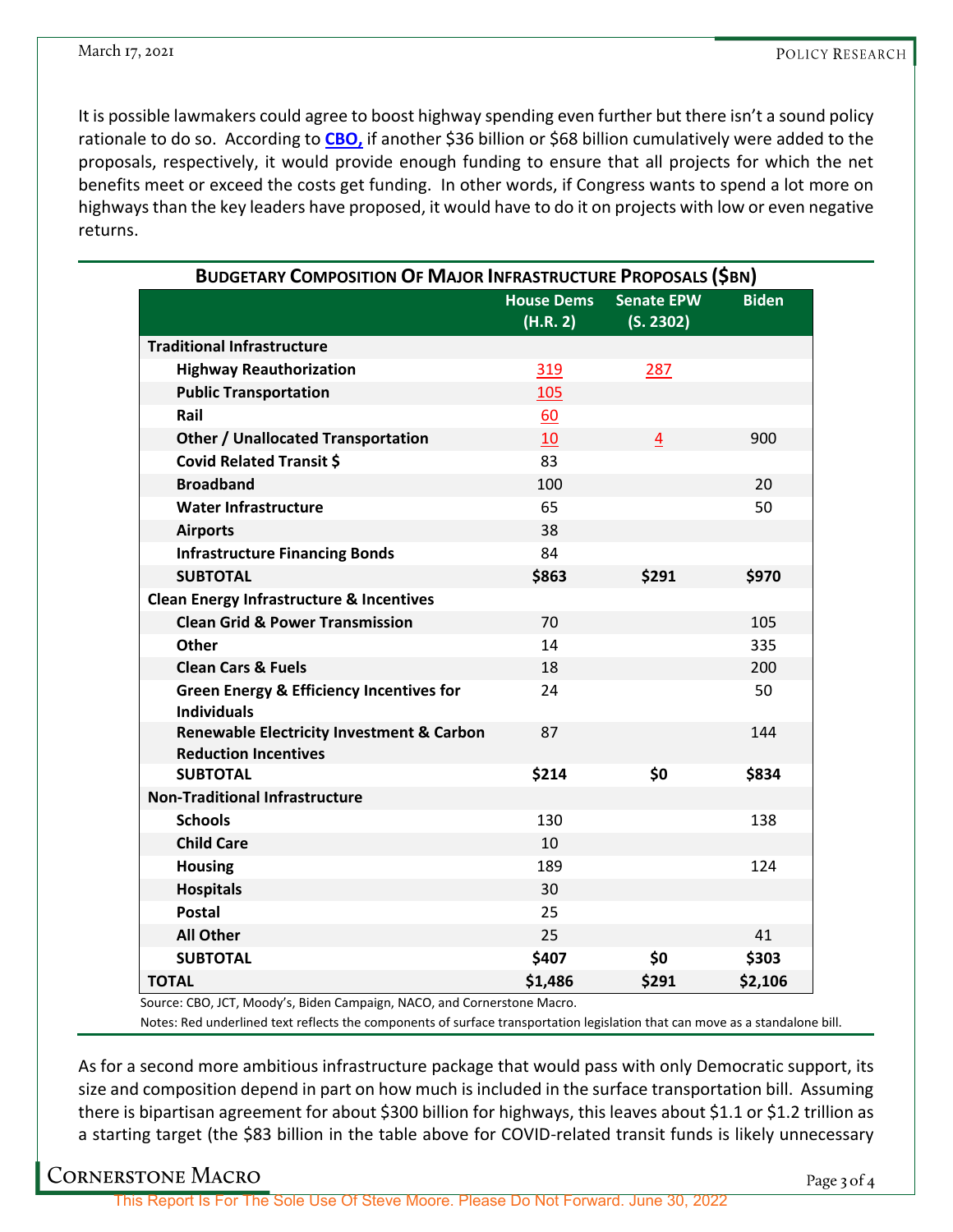It is possible lawmakers could agree to boost highway spending even further but there isn't a sound policy rationale to do so. According to **CBO,** if another $36 billion or $68 billion cumulatively were added to the proposals, respectively, it would provide enough funding to ensure that all projects for which the net benefits meet or exceed the costs get funding. In other words, if Congress wants to spend a lot more on highways than the key leaders have proposed, it would have to do it on projects with low or even negative returns.

**Budgetary Composition Of Major Infrastructure Proposals ($bn)**

| | House Dems (H.R. 2) | Senate EPW (S. 2302) | Biden |
|---|---|---|---|
| **Traditional Infrastructure** | | | |
| **Highway Reauthorization** | 319 | 287 | |
| **Public Transportation** | 105 | | |
| **Rail** | 60 | | |
| **Other / Unallocated Transportation** | 10 | 4 | 900 |
| **Covid Related Transit $** | 83 | | |
| **Broadband** | 100 | | 20 |
| **Water Infrastructure** | 65 | | 50 |
| **Airports** | 38 | | |
| **Infrastructure Financing Bonds** | 84 | | |
| **SUBTOTAL** | **$863** | **$291** | **$970** |
| **Clean Energy Infrastructure & Incentives** | | | |
| **Clean Grid & Power Transmission** | 70 | | 105 |
| **Other** | 14 | | 335 |
| **Clean Cars & Fuels** | 18 | | 200 |
| **Green Energy & Efficiency Incentives for Individuals** | 24 | | 50 |
| **Renewable Electricity Investment & Carbon Reduction Incentives** | 87 | | 144 |
| **SUBTOTAL** | **$214** | **$0** | **$834** |
| **Non-Traditional Infrastructure** | | | |
| **Schools** | 130 | | 138 |
| **Child Care** | 10 | | |
| **Housing** | 189 | | 124 |
| **Hospitals** | 30 | | |
| **Postal** | 25 | | |
| **All Other** | 25 | | 41 |
| **SUBTOTAL** | **$407** | **$0** | **$303** |
| **TOTAL** | **$1,486** | **$291** | **$2,106** |

Source: CBO, JCT, Moody's, Biden Campaign, NACO, and Cornerstone Macro.

Notes: Red underlined text reflects the components of surface transportation legislation that can move as a standalone bill.

As for a second more ambitious infrastructure package that would pass with only Democratic support, its size and composition depend in part on how much is included in the surface transportation bill. Assuming there is bipartisan agreement for about $300 billion for highways, this leaves about $1.1 or $1.2 trillion as a starting target (the $83 billion in the table above for COVID-related transit funds is likely unnecessary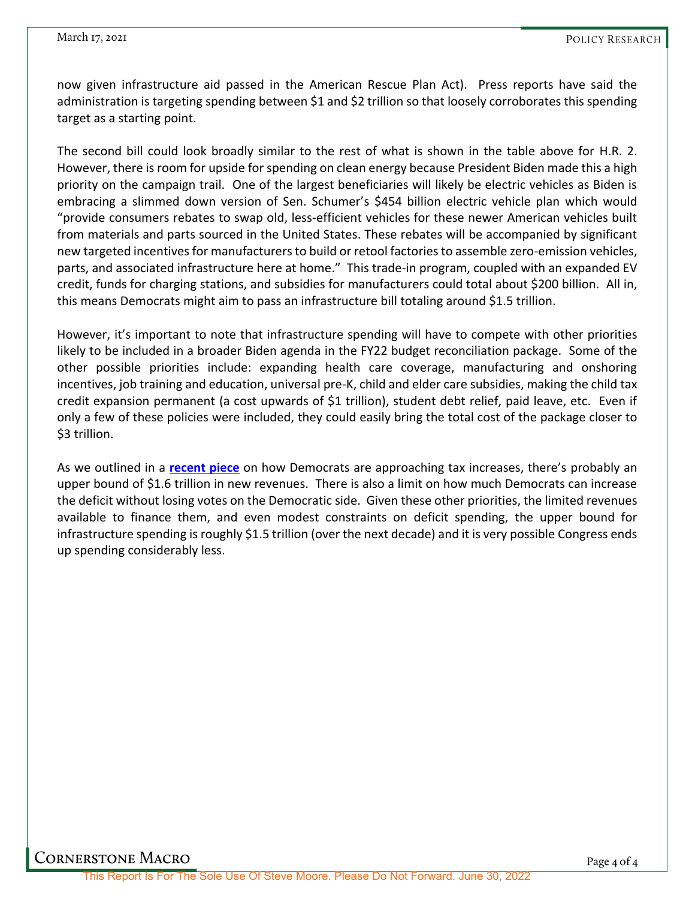now given infrastructure aid passed in the American Rescue Plan Act). Press reports have said the administration is targeting spending between $1 and $2 trillion so that loosely corroborates this spending target as a starting point.

The second bill could look broadly similar to the rest of what is shown in the table above for H.R. 2. However, there is room for upside for spending on clean energy because President Biden made this a high priority on the campaign trail. One of the largest beneficiaries will likely be electric vehicles as Biden is embracing a slimmed down version of Sen. Schumer's $454 billion electric vehicle plan which would "provide consumers rebates to swap old, less-efficient vehicles for these newer American vehicles built from materials and parts sourced in the United States. These rebates will be accompanied by significant new targeted incentives for manufacturers to build or retool factories to assemble zero-emission vehicles, parts, and associated infrastructure here at home." This trade-in program, coupled with an expanded EV credit, funds for charging stations, and subsidies for manufacturers could total about $200 billion. All in, this means Democrats might aim to pass an infrastructure bill totaling around $1.5 trillion.

However, it's important to note that infrastructure spending will have to compete with other priorities likely to be included in a broader Biden agenda in the FY22 budget reconciliation package. Some of the other possible priorities include: expanding health care coverage, manufacturing and onshoring incentives, job training and education, universal pre-K, child and elder care subsidies, making the child tax credit expansion permanent (a cost upwards of $1 trillion), student debt relief, paid leave, etc. Even if only a few of these policies were included, they could easily bring the total cost of the package closer to $3 trillion.

As we outlined in a **recent piece** on how Democrats are approaching tax increases, there's probably an upper bound of $1.6 trillion in new revenues. There is also a limit on how much Democrats can increase the deficit without losing votes on the Democratic side. Given these other priorities, the limited revenues available to finance them, and even modest constraints on deficit spending, the upper bound for infrastructure spending is roughly $1.5 trillion (over the next decade) and it is very possible Congress ends up spending considerably less.